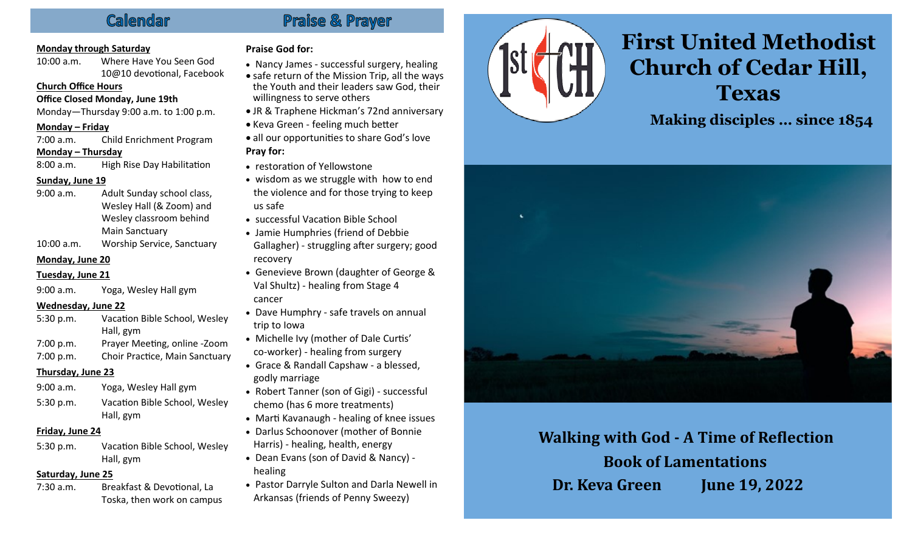## Calendar

**Monday through Saturday**

10:00 a.m. Where Have You Seen God 10@10 devotional, Facebook

**Church Office Hours**

**Office Closed Monday, June 19th**

Monday—Thursday 9:00 a.m. to 1:00 p.m.

**Monday – Friday**

7:00 a.m. Child Enrichment Program

**Monday – Thursday**

8:00 a.m. High Rise Day Habilitation

**Sunday, June 19**

9:00 a.m. Adult Sunday school class, Wesley Hall (& Zoom) and Wesley classroom behind Main Sanctuary

10:00 a.m. Worship Service, Sanctuary

**Monday, June 20**

**Tuesday, June 21**

9:00 a.m. Yoga, Wesley Hall gym

**Wednesday, June 22**

5:30 p.m. Vacation Bible School, Wesley Hall, gym

7:00 p.m. Prayer Meeting, online -Zoom

7:00 p.m. Choir Practice, Main Sanctuary

**Thursday, June 23**

9:00 a.m. Yoga, Wesley Hall gym

5:30 p.m. Vacation Bible School, Wesley Hall, gym

**Friday, June 24**

5:30 p.m. Vacation Bible School, Wesley Hall, gym

**Saturday, June 25**

7:30 a.m. Breakfast & Devotional, La Toska, then work on campus

## Praise & Prayer

**Praise God for:**

- Nancy James - successful surgery, healing
- safe return of the Mission Trip, all the ways the Youth and their leaders saw God, their willingness to serve others
- JR & Traphene Hickman's 72nd anniversary
- Keva Green - feeling much better
- all our opportunities to share God's love

**Pray for:**

- restoration of Yellowstone
- wisdom as we struggle with how to end the violence and for those trying to keep us safe
- successful Vacation Bible School
- Jamie Humphries (friend of Debbie Gallagher) - struggling after surgery; good recovery
- Genevieve Brown (daughter of George & Val Shultz) - healing from Stage 4 cancer
- Dave Humphry - safe travels on annual trip to Iowa
- Michelle Ivy (mother of Dale Curtis' co-worker) - healing from surgery
- Grace & Randall Capshaw - a blessed, godly marriage
- Robert Tanner (son of Gigi) - successful chemo (has 6 more treatments)
- Marti Kavanaugh - healing of knee issues
- Darlus Schoonover (mother of Bonnie Harris) - healing, health, energy
- Dean Evans (son of David & Nancy) - healing
- Pastor Darryle Sulton and Darla Newell in Arkansas (friends of Penny Sweezy)

# First United Methodist Church of Cedar Hill, Texas

**Making disciples ... since 1854**

**Walking with God - A Time of Reflection**

**Book of Lamentations**

**Dr. Keva Green June 19, 2022**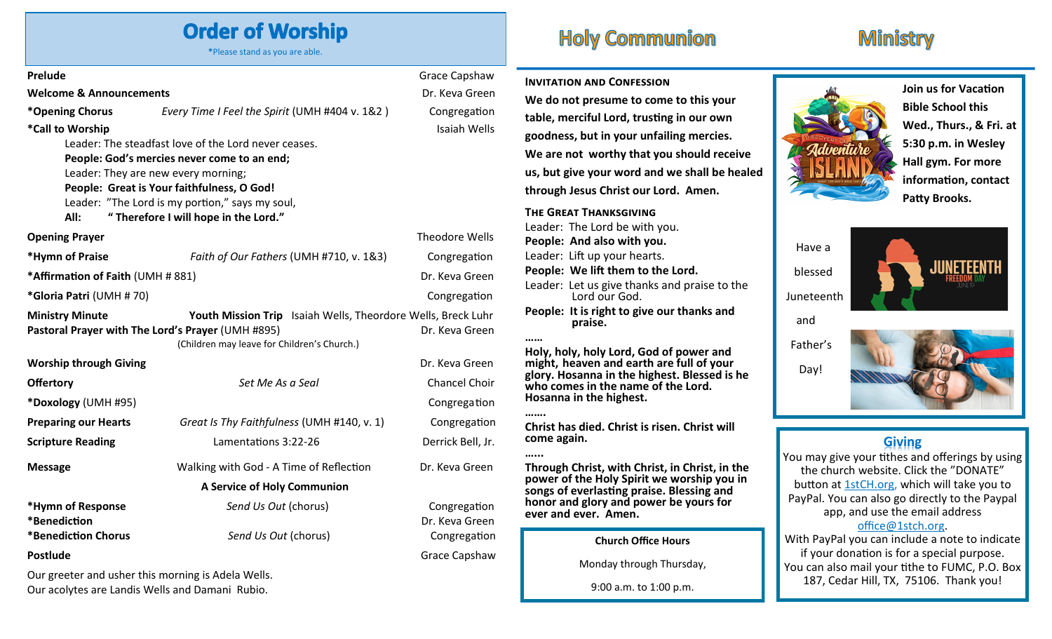# Order of Worship

*Please stand as you are able.

| | | |
|---|---|---|
| **Prelude** | | Grace Capshaw |
| **Welcome & Announcements** | | Dr. Keva Green |
| ***Opening Chorus** | *Every Time I Feel the Spirit* (UMH #404 v. 1&2 ) | Congregation |
| ***Call to Worship** | | Isaiah Wells |

Leader: The steadfast love of the Lord never ceases.
**People: God's mercies never come to an end;**
Leader: They are new every morning;
**People: Great is Your faithfulness, O God!**
Leader: "The Lord is my portion," says my soul,
**All: " Therefore I will hope in the Lord."**

| | | |
|---|---|---|
| **Opening Prayer** | | Theodore Wells |
| ***Hymn of Praise** | *Faith of Our Fathers* (UMH #710, v. 1&3) | Congregation |
| ***Affirmation of Faith** (UMH # 881) | | Dr. Keva Green |
| ***Gloria Patri** (UMH # 70) | | Congregation |
| **Ministry Minute** | **Youth Mission Trip** Isaiah Wells, Theordore Wells, Breck Luhr | |
| **Pastoral Prayer with The Lord's Prayer** (UMH #895) | (Children may leave for Children's Church.) | Dr. Keva Green |
| **Worship through Giving** | | Dr. Keva Green |
| **Offertory** | *Set Me As a Seal* | Chancel Choir |
| ***Doxology** (UMH #95) | | Congregation |
| **Preparing our Hearts** | *Great Is Thy Faithfulness* (UMH #140, v. 1) | Congregation |
| **Scripture Reading** | Lamentations 3:22-26 | Derrick Bell, Jr. |
| **Message** | Walking with God - A Time of Reflection | Dr. Keva Green |
| | **A Service of Holy Communion** | |
| ***Hymn of Response** | *Send Us Out* (chorus) | Congregation |
| ***Benediction** | | Dr. Keva Green |
| ***Benediction Chorus** | *Send Us Out* (chorus) | Congregation |
| **Postlude** | | Grace Capshaw |

Our greeter and usher this morning is Adela Wells.
Our acolytes are Landis Wells and Damani Rubio.

# Holy Communion

### Invitation and Confession

**We do not presume to come to this your table, merciful Lord, trusting in our own goodness, but in your unfailing mercies. We are not worthy that you should receive us, but give your word and we shall be healed through Jesus Christ our Lord. Amen.**

### The Great Thanksgiving

Leader: The Lord be with you.
**People: And also with you.**
Leader: Lift up your hearts.
**People: We lift them to the Lord.**
Leader: Let us give thanks and praise to the Lord our God.
**People: It is right to give our thanks and praise.**

**……**

**Holy, holy, holy Lord, God of power and might, heaven and earth are full of your glory. Hosanna in the highest. Blessed is he who comes in the name of the Lord. Hosanna in the highest.**

**…….**

**Christ has died. Christ is risen. Christ will come again.**

**……**

**Through Christ, with Christ, in Christ, in the power of the Holy Spirit we worship you in songs of everlasting praise. Blessing and honor and glory and power be yours for ever and ever. Amen.**

**Church Office Hours**

Monday through Thursday,

9:00 a.m. to 1:00 p.m.

# Ministry

**Join us for Vacation Bible School this Wed., Thurs., & Fri. at 5:30 p.m. in Wesley Hall gym. For more information, contact Patty Brooks.**

Have a blessed Juneteenth and Father's Day!

## Giving

You may give your tithes and offerings by using the church website. Click the "DONATE" button at 1stCH.org, which will take you to PayPal. You can also go directly to the Paypal app, and use the email address office@1stch.org.
With PayPal you can include a note to indicate if your donation is for a special purpose.
You can also mail your tithe to FUMC, P.O. Box 187, Cedar Hill, TX, 75106. Thank you!